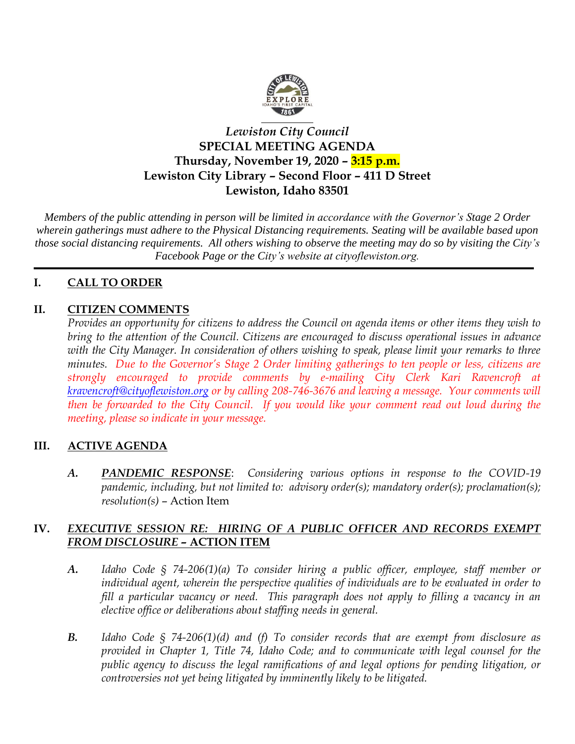*Lewiston City Council*

**SPECIAL MEETING AGENDA**

**Thursday, November 19, 2020 – 3:15 p.m.**

**Lewiston City Library – Second Floor – 411 D Street**

**Lewiston, Idaho 83501**

*Members of the public attending in person will be limited in accordance with the Governor's Stage 2 Order wherein gatherings must adhere to the Physical Distancing requirements. Seating will be available based upon those social distancing requirements. All others wishing to observe the meeting may do so by visiting the City's Facebook Page or the City's website at cityoflewiston.org.*

---

## I. CALL TO ORDER

## II. CITIZEN COMMENTS

*Provides an opportunity for citizens to address the Council on agenda items or other items they wish to bring to the attention of the Council. Citizens are encouraged to discuss operational issues in advance with the City Manager. In consideration of others wishing to speak, please limit your remarks to three minutes. Due to the Governor's Stage 2 Order limiting gatherings to ten people or less, citizens are strongly encouraged to provide comments by e-mailing City Clerk Kari Ravencroft at kravencroft@cityoflewiston.org or by calling 208-746-3676 and leaving a message. Your comments will then be forwarded to the City Council. If you would like your comment read out loud during the meeting, please so indicate in your message.*

## III. ACTIVE AGENDA

**A.** ***PANDEMIC RESPONSE***: *Considering various options in response to the COVID-19 pandemic, including, but not limited to: advisory order(s); mandatory order(s); proclamation(s); resolution(s)* – Action Item

## IV. *EXECUTIVE SESSION RE: HIRING OF A PUBLIC OFFICER AND RECORDS EXEMPT FROM DISCLOSURE* – ACTION ITEM

**A.** *Idaho Code § 74-206(1)(a) To consider hiring a public officer, employee, staff member or individual agent, wherein the perspective qualities of individuals are to be evaluated in order to fill a particular vacancy or need. This paragraph does not apply to filling a vacancy in an elective office or deliberations about staffing needs in general.*

**B.** *Idaho Code § 74-206(1)(d) and (f) To consider records that are exempt from disclosure as provided in Chapter 1, Title 74, Idaho Code; and to communicate with legal counsel for the public agency to discuss the legal ramifications of and legal options for pending litigation, or controversies not yet being litigated by imminently likely to be litigated.*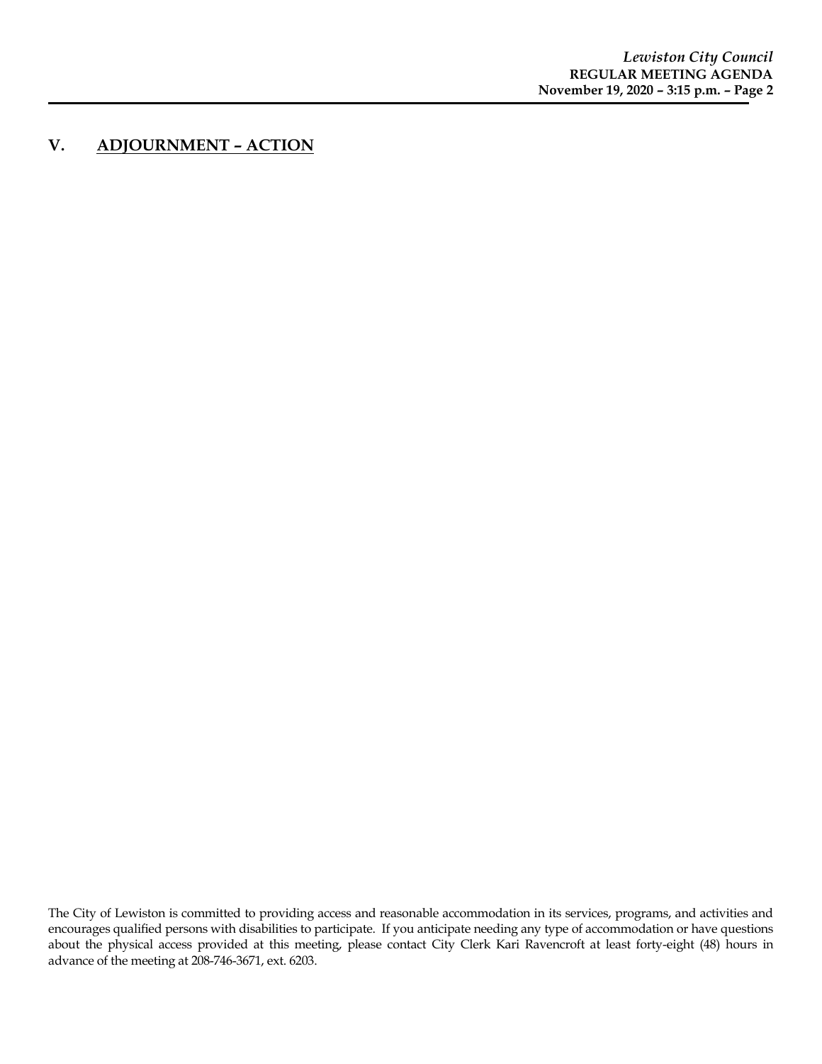## V. ADJOURNMENT – ACTION

The City of Lewiston is committed to providing access and reasonable accommodation in its services, programs, and activities and encourages qualified persons with disabilities to participate. If you anticipate needing any type of accommodation or have questions about the physical access provided at this meeting, please contact City Clerk Kari Ravencroft at least forty-eight (48) hours in advance of the meeting at 208-746-3671, ext. 6203.